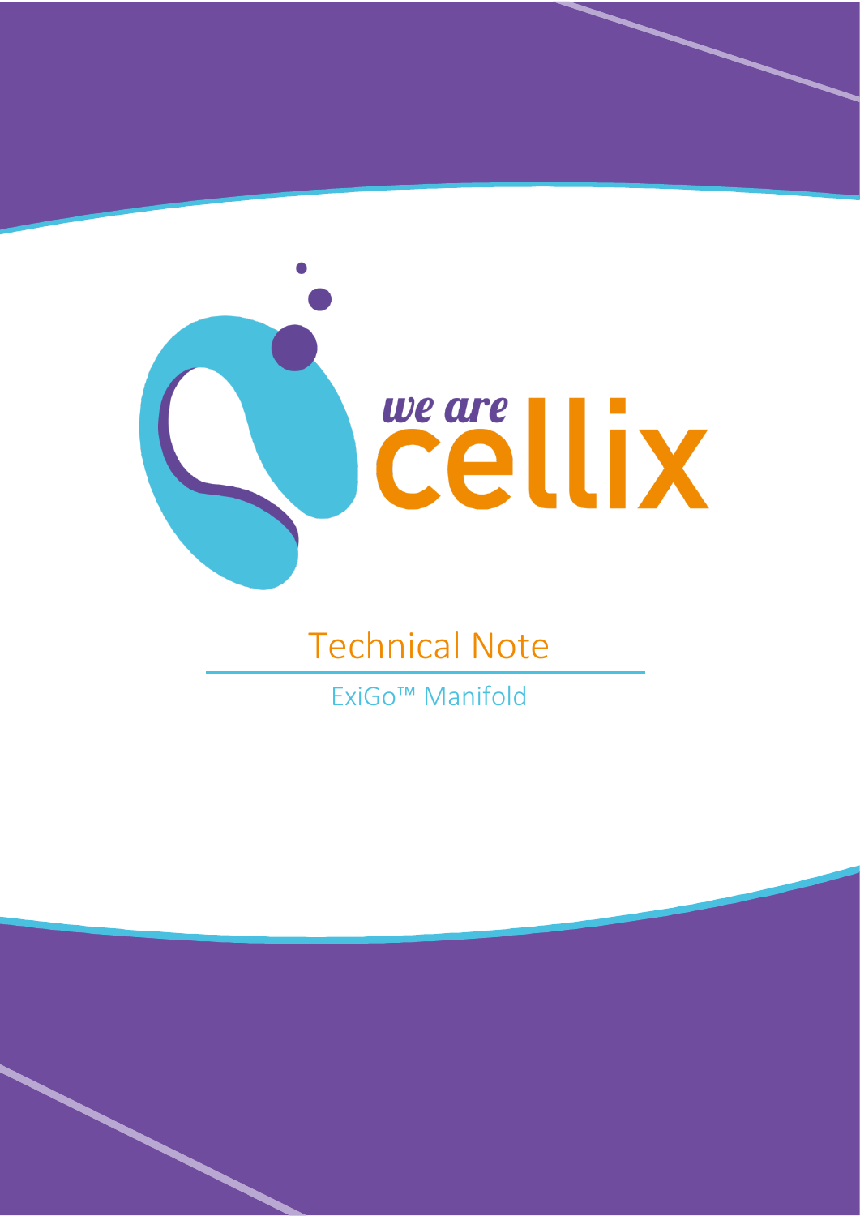we are cellix

# Technical Note

ExiGo™ Manifold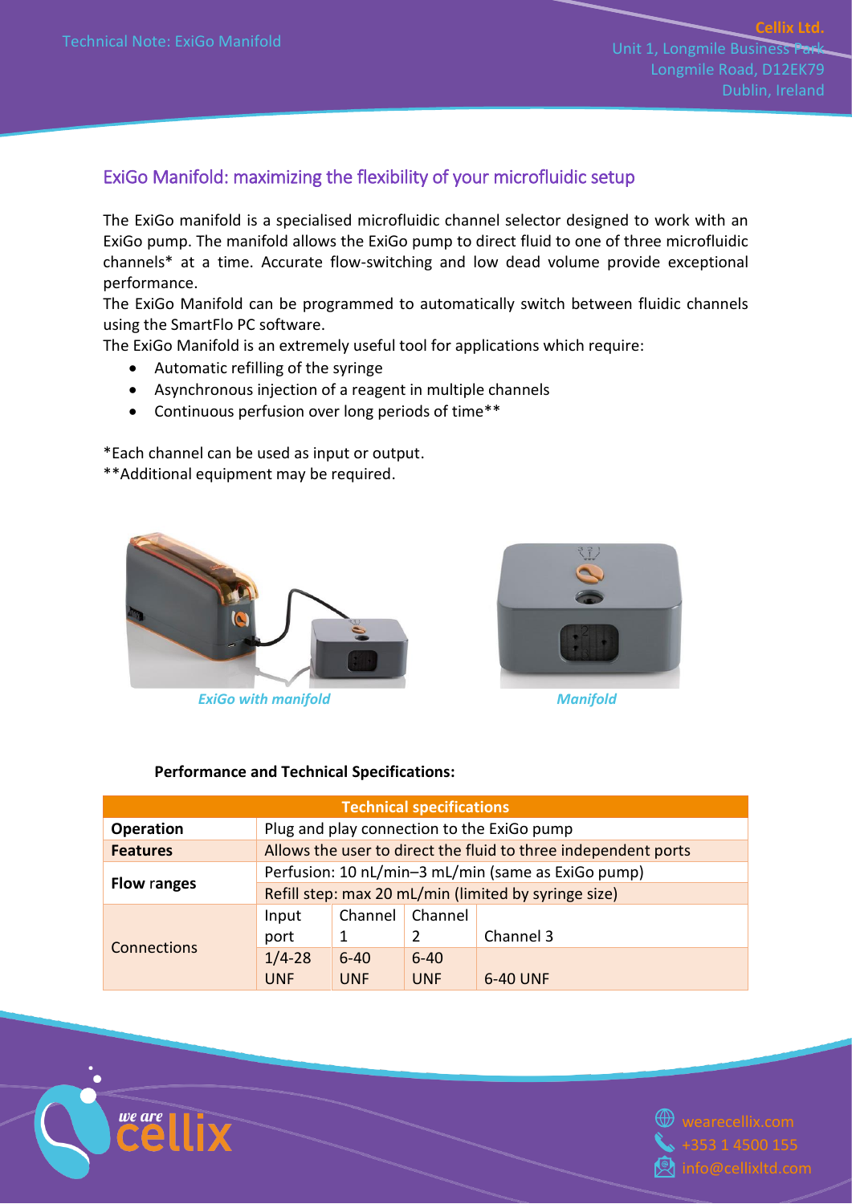## ExiGo Manifold: maximizing the flexibility of your microfluidic setup

The ExiGo manifold is a specialised microfluidic channel selector designed to work with an ExiGo pump. The manifold allows the ExiGo pump to direct fluid to one of three microfluidic channels* at a time. Accurate flow-switching and low dead volume provide exceptional performance.
The ExiGo Manifold can be programmed to automatically switch between fluidic channels using the SmartFlo PC software.
The ExiGo Manifold is an extremely useful tool for applications which require:

- Automatic refilling of the syringe
- Asynchronous injection of a reagent in multiple channels
- Continuous perfusion over long periods of time**

*Each channel can be used as input or output.
**Additional equipment may be required.

*ExiGo with manifold*

*Manifold*

**Performance and Technical Specifications:**

| Technical specifications | | | | |
|---|---|---|---|---|
| **Operation** | Plug and play connection to the ExiGo pump | | | |
| **Features** | Allows the user to direct the fluid to three independent ports | | | |
| **Flow ranges** | Perfusion: 10 nL/min–3 mL/min (same as ExiGo pump) | | | |
| | Refill step: max 20 mL/min (limited by syringe size) | | | |
| Connections | Input port | Channel 1 | Channel 2 | Channel 3 |
| | 1/4-28 UNF | 6-40 UNF | 6-40 UNF | 6-40 UNF |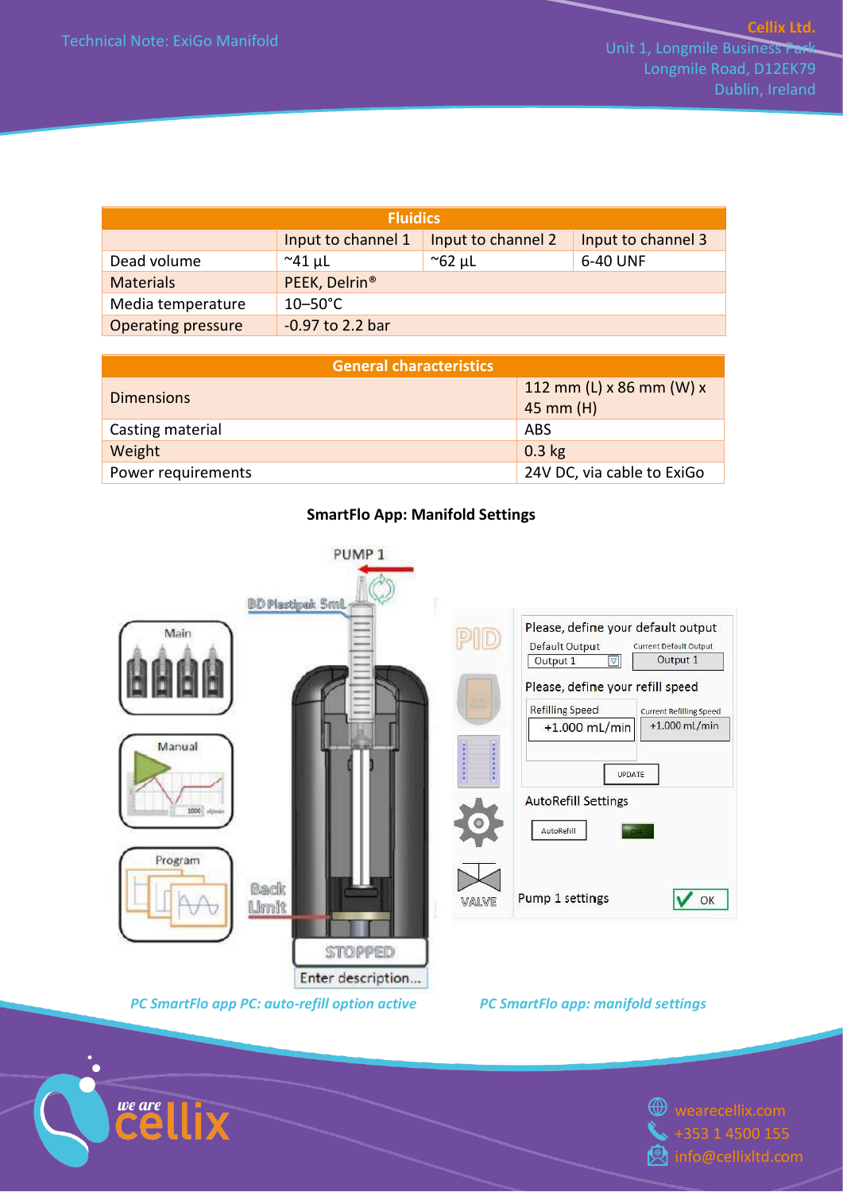| Fluidics | | | |
|---|---|---|---|
| | Input to channel 1 | Input to channel 2 | Input to channel 3 |
| Dead volume | ~41 µL | ~62 µL | 6-40 UNF |
| Materials | PEEK, Delrin® | | |
| Media temperature | 10–50°C | | |
| Operating pressure | -0.97 to 2.2 bar | | |

| General characteristics | |
|---|---|
| Dimensions | 112 mm (L) x 86 mm (W) x 45 mm (H) |
| Casting material | ABS |
| Weight | 0.3 kg |
| Power requirements | 24V DC, via cable to ExiGo |

**SmartFlo App: Manifold Settings**

*PC SmartFlo app PC: auto-refill option active*

*PC SmartFlo app: manifold settings*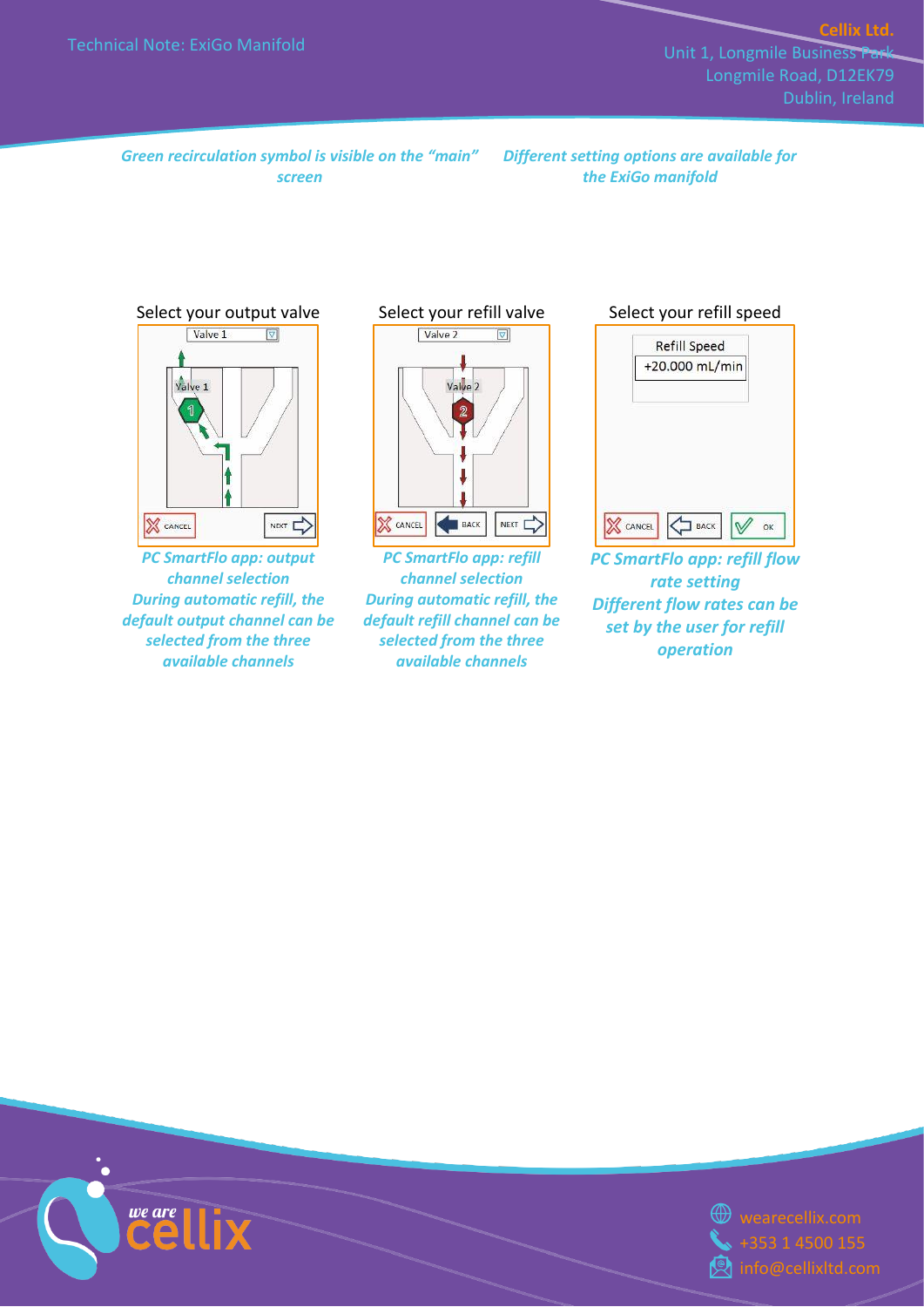*Green recirculation symbol is visible on the "main" screen*

*Different setting options are available for the ExiGo manifold*

Select your output valve

Valve 1

Valve 1

CANCEL

NEXT

*PC SmartFlo app: output channel selection*
*During automatic refill, the default output channel can be selected from the three available channels*

Select your refill valve

Valve 2

Valve 2

CANCEL

BACK

NEXT

*PC SmartFlo app: refill channel selection*
*During automatic refill, the default refill channel can be selected from the three available channels*

Select your refill speed

Refill Speed

+20.000 mL/min

CANCEL

BACK

OK

*PC SmartFlo app: refill flow rate setting*
*Different flow rates can be set by the user for refill operation*